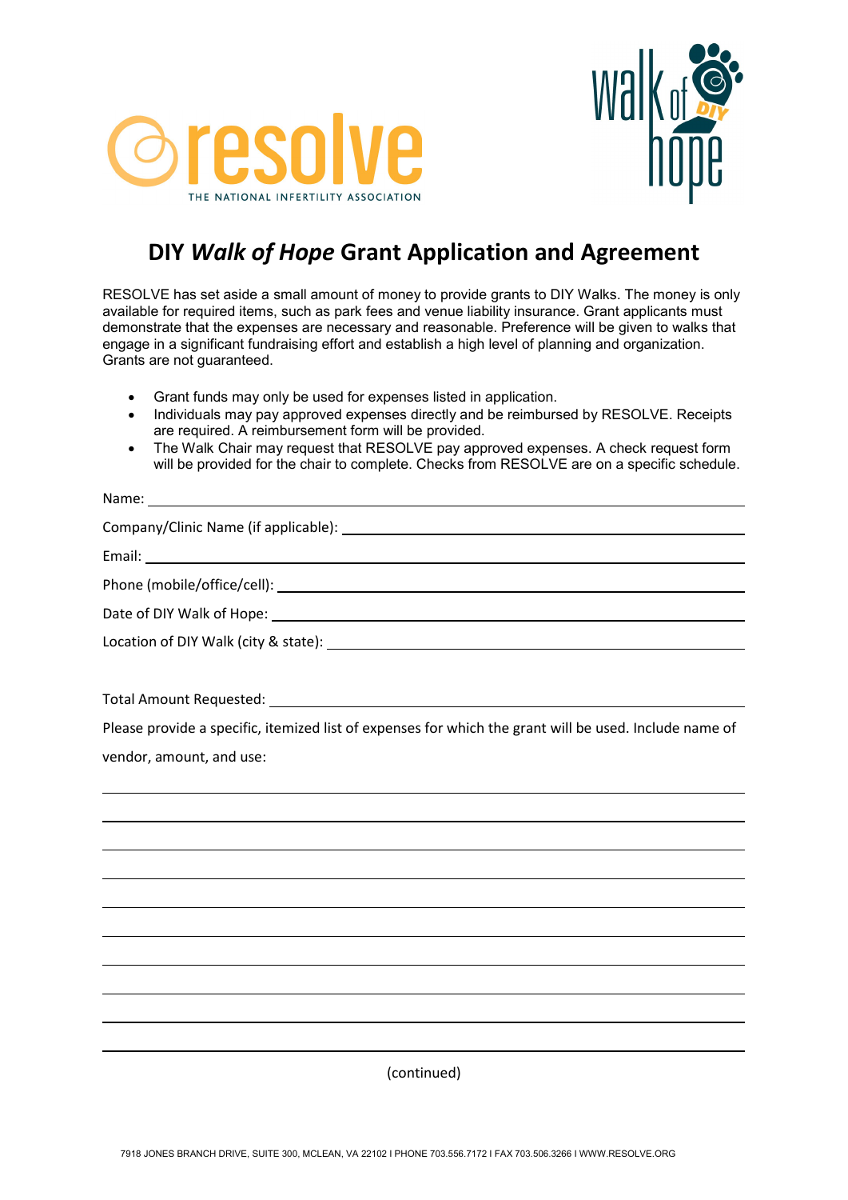# DIY *Walk of Hope* Grant Application and Agreement

RESOLVE has set aside a small amount of money to provide grants to DIY Walks. The money is only available for required items, such as park fees and venue liability insurance. Grant applicants must demonstrate that the expenses are necessary and reasonable. Preference will be given to walks that engage in a significant fundraising effort and establish a high level of planning and organization. Grants are not guaranteed.

- Grant funds may only be used for expenses listed in application.
- Individuals may pay approved expenses directly and be reimbursed by RESOLVE. Receipts are required. A reimbursement form will be provided.
- The Walk Chair may request that RESOLVE pay approved expenses. A check request form will be provided for the chair to complete. Checks from RESOLVE are on a specific schedule.

Name: ______________________________________________

Company/Clinic Name (if applicable): ______________________________________________

Email: ______________________________________________

Phone (mobile/office/cell): ______________________________________________

Date of DIY Walk of Hope: ______________________________________________

Location of DIY Walk (city & state): ______________________________________________

Total Amount Requested: ______________________________________________

Please provide a specific, itemized list of expenses for which the grant will be used. Include name of vendor, amount, and use:

______________________________________________

______________________________________________

______________________________________________

______________________________________________

______________________________________________

______________________________________________

______________________________________________

______________________________________________

______________________________________________

______________________________________________

(continued)

7918 JONES BRANCH DRIVE, SUITE 300, MCLEAN, VA 22102 I PHONE 703.556.7172 I FAX 703.506.3266 I WWW.RESOLVE.ORG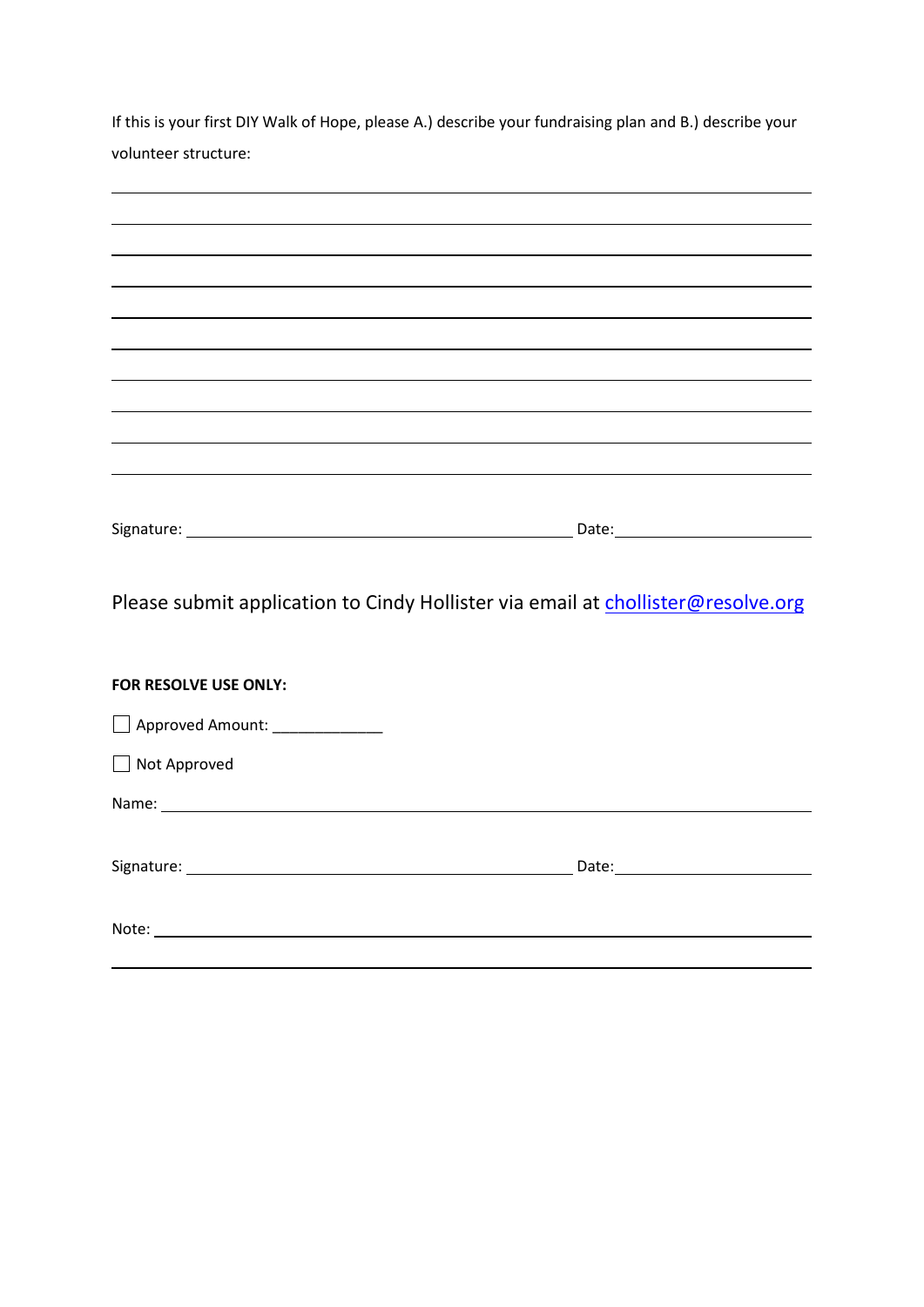If this is your first DIY Walk of Hope, please A.) describe your fundraising plan and B.) describe your volunteer structure:

______________________________________________________________________________

______________________________________________________________________________

______________________________________________________________________________

______________________________________________________________________________

______________________________________________________________________________

______________________________________________________________________________

______________________________________________________________________________

______________________________________________________________________________

______________________________________________________________________________

Signature: ______________________________________ Date: ____________________

Please submit application to Cindy Hollister via email at [chollister@resolve.org](mailto:chollister@resolve.org)

**FOR RESOLVE USE ONLY:**

☐ Approved Amount: _____________

☐ Not Approved

Name: ________________________________________________________________

Signature: ______________________________________ Date: ____________________

Note: _________________________________________________________________

______________________________________________________________________________